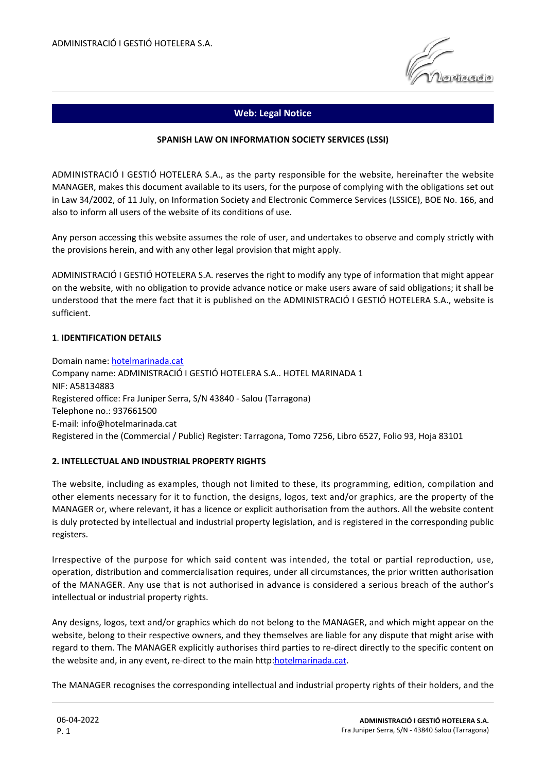## Web: Legal Notice

**SPANISH LAW ON INFORMATION SOCIETY SERVICES (LSSI)**

ADMINISTRACIÓ I GESTIÓ HOTELERA S.A., as the party responsible for the website, hereinafter the website MANAGER, makes this document available to its users, for the purpose of complying with the obligations set out in Law 34/2002, of 11 July, on Information Society and Electronic Commerce Services (LSSICE), BOE No. 166, and also to inform all users of the website of its conditions of use.

Any person accessing this website assumes the role of user, and undertakes to observe and comply strictly with the provisions herein, and with any other legal provision that might apply.

ADMINISTRACIÓ I GESTIÓ HOTELERA S.A. reserves the right to modify any type of information that might appear on the website, with no obligation to provide advance notice or make users aware of said obligations; it shall be understood that the mere fact that it is published on the ADMINISTRACIÓ I GESTIÓ HOTELERA S.A., website is sufficient.

**1. IDENTIFICATION DETAILS**

Domain name: hotelmarinada.cat
Company name: ADMINISTRACIÓ I GESTIÓ HOTELERA S.A.. HOTEL MARINADA 1
NIF: A58134883
Registered office: Fra Juniper Serra, S/N 43840 - Salou (Tarragona)
Telephone no.: 937661500
E-mail: info@hotelmarinada.cat
Registered in the (Commercial / Public) Register: Tarragona, Tomo 7256, Libro 6527, Folio 93, Hoja 83101

**2. INTELLECTUAL AND INDUSTRIAL PROPERTY RIGHTS**

The website, including as examples, though not limited to these, its programming, edition, compilation and other elements necessary for it to function, the designs, logos, text and/or graphics, are the property of the MANAGER or, where relevant, it has a licence or explicit authorisation from the authors. All the website content is duly protected by intellectual and industrial property legislation, and is registered in the corresponding public registers.

Irrespective of the purpose for which said content was intended, the total or partial reproduction, use, operation, distribution and commercialisation requires, under all circumstances, the prior written authorisation of the MANAGER. Any use that is not authorised in advance is considered a serious breach of the author's intellectual or industrial property rights.

Any designs, logos, text and/or graphics which do not belong to the MANAGER, and which might appear on the website, belong to their respective owners, and they themselves are liable for any dispute that might arise with regard to them. The MANAGER explicitly authorises third parties to re-direct directly to the specific content on the website and, in any event, re-direct to the main http:hotelmarinada.cat.

The MANAGER recognises the corresponding intellectual and industrial property rights of their holders, and the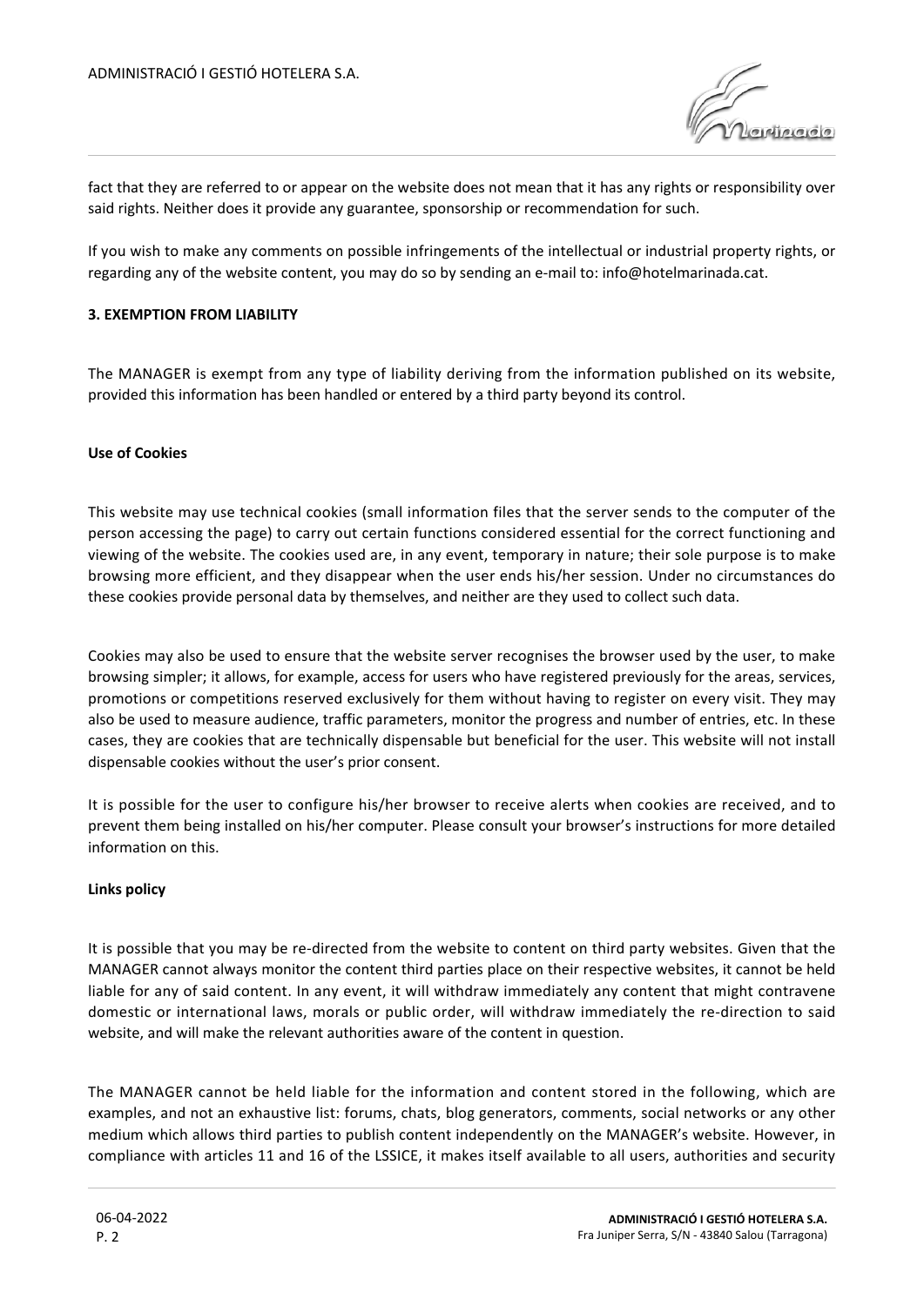fact that they are referred to or appear on the website does not mean that it has any rights or responsibility over said rights. Neither does it provide any guarantee, sponsorship or recommendation for such.

If you wish to make any comments on possible infringements of the intellectual or industrial property rights, or regarding any of the website content, you may do so by sending an e-mail to: info@hotelmarinada.cat.

### 3. EXEMPTION FROM LIABILITY

The MANAGER is exempt from any type of liability deriving from the information published on its website, provided this information has been handled or entered by a third party beyond its control.

#### Use of Cookies

This website may use technical cookies (small information files that the server sends to the computer of the person accessing the page) to carry out certain functions considered essential for the correct functioning and viewing of the website. The cookies used are, in any event, temporary in nature; their sole purpose is to make browsing more efficient, and they disappear when the user ends his/her session. Under no circumstances do these cookies provide personal data by themselves, and neither are they used to collect such data.

Cookies may also be used to ensure that the website server recognises the browser used by the user, to make browsing simpler; it allows, for example, access for users who have registered previously for the areas, services, promotions or competitions reserved exclusively for them without having to register on every visit. They may also be used to measure audience, traffic parameters, monitor the progress and number of entries, etc. In these cases, they are cookies that are technically dispensable but beneficial for the user. This website will not install dispensable cookies without the user's prior consent.

It is possible for the user to configure his/her browser to receive alerts when cookies are received, and to prevent them being installed on his/her computer. Please consult your browser's instructions for more detailed information on this.

#### Links policy

It is possible that you may be re-directed from the website to content on third party websites. Given that the MANAGER cannot always monitor the content third parties place on their respective websites, it cannot be held liable for any of said content. In any event, it will withdraw immediately any content that might contravene domestic or international laws, morals or public order, will withdraw immediately the re-direction to said website, and will make the relevant authorities aware of the content in question.

The MANAGER cannot be held liable for the information and content stored in the following, which are examples, and not an exhaustive list: forums, chats, blog generators, comments, social networks or any other medium which allows third parties to publish content independently on the MANAGER's website. However, in compliance with articles 11 and 16 of the LSSICE, it makes itself available to all users, authorities and security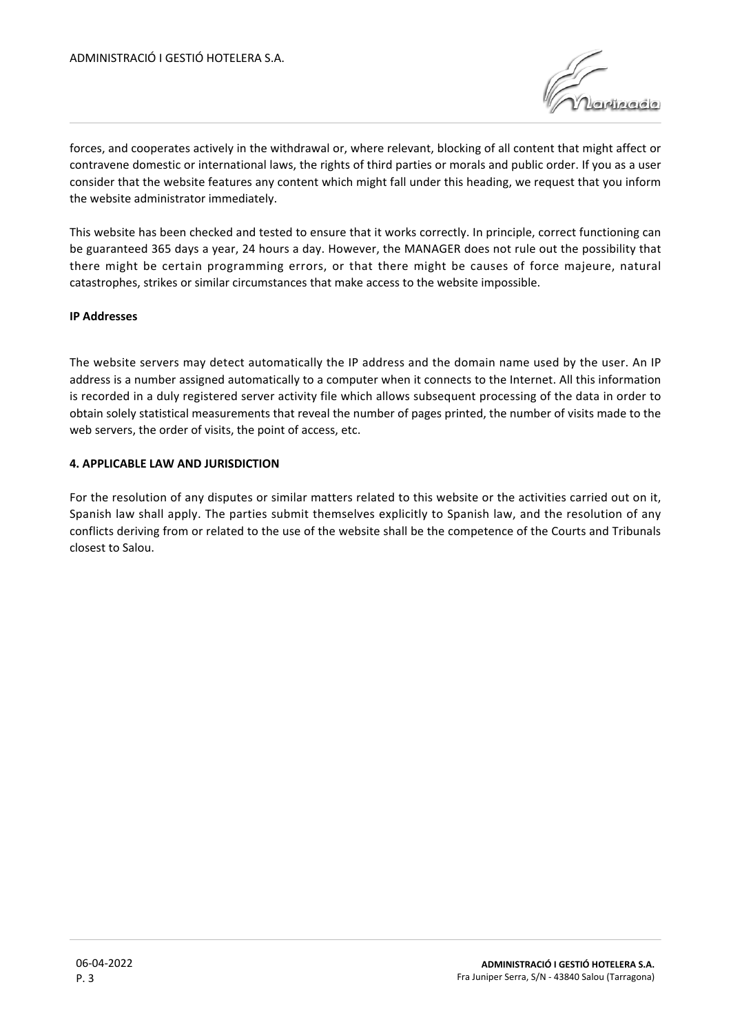forces, and cooperates actively in the withdrawal or, where relevant, blocking of all content that might affect or contravene domestic or international laws, the rights of third parties or morals and public order. If you as a user consider that the website features any content which might fall under this heading, we request that you inform the website administrator immediately.

This website has been checked and tested to ensure that it works correctly. In principle, correct functioning can be guaranteed 365 days a year, 24 hours a day. However, the MANAGER does not rule out the possibility that there might be certain programming errors, or that there might be causes of force majeure, natural catastrophes, strikes or similar circumstances that make access to the website impossible.

**IP Addresses**

The website servers may detect automatically the IP address and the domain name used by the user. An IP address is a number assigned automatically to a computer when it connects to the Internet. All this information is recorded in a duly registered server activity file which allows subsequent processing of the data in order to obtain solely statistical measurements that reveal the number of pages printed, the number of visits made to the web servers, the order of visits, the point of access, etc.

## 4. APPLICABLE LAW AND JURISDICTION

For the resolution of any disputes or similar matters related to this website or the activities carried out on it, Spanish law shall apply. The parties submit themselves explicitly to Spanish law, and the resolution of any conflicts deriving from or related to the use of the website shall be the competence of the Courts and Tribunals closest to Salou.